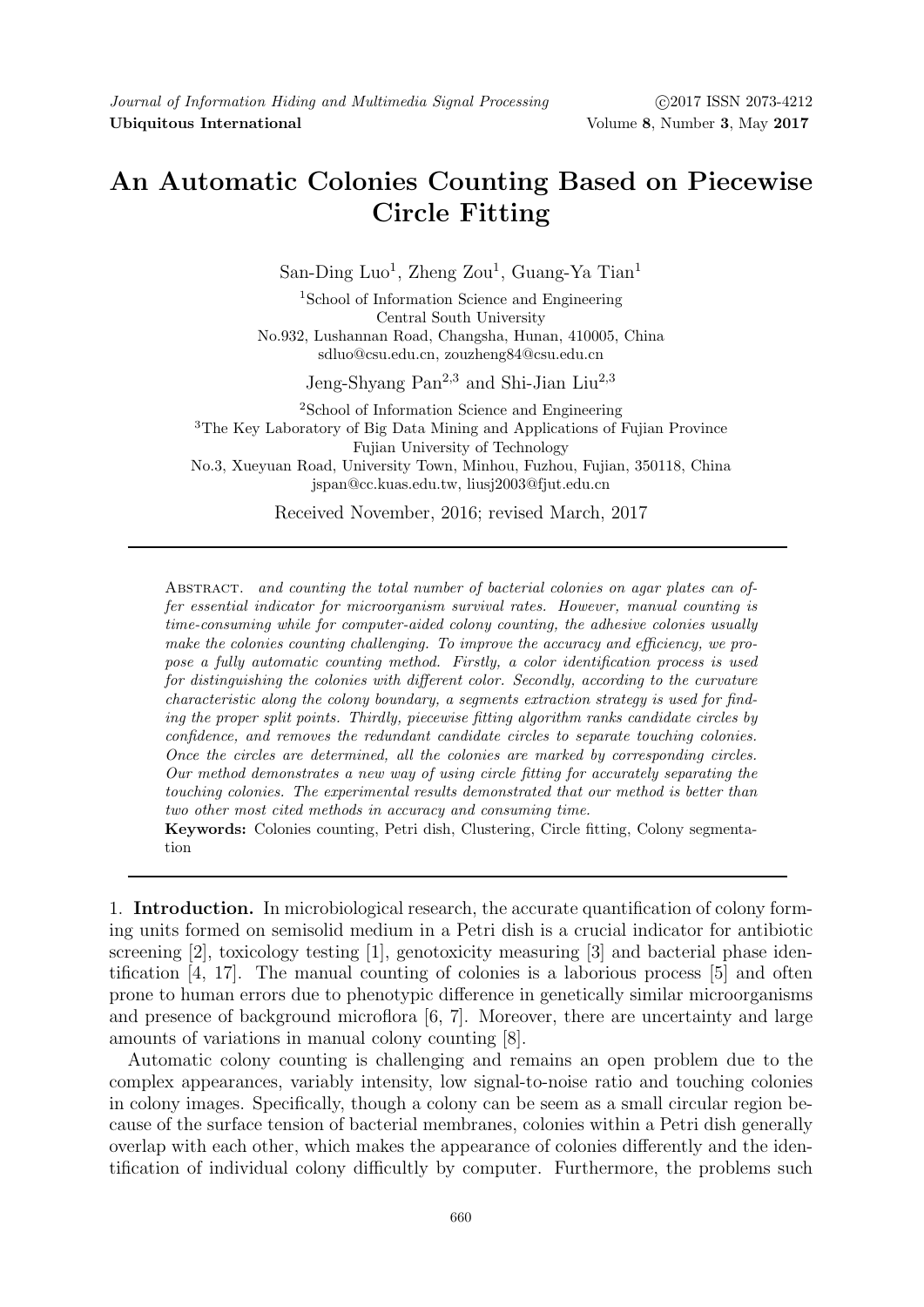# An Automatic Colonies Counting Based on Piecewise Circle Fitting

San-Ding Luo[1], Zheng Zou[1], Guang-Ya Tian[1]

[1]School of Information Science and Engineering
Central South University
No.932, Lushannan Road, Changsha, Hunan, 410005, China
sdluo@csu.edu.cn, zouzheng84@csu.edu.cn

Jeng-Shyang Pan[2,3] and Shi-Jian Liu[2,3]

[2]School of Information Science and Engineering
[3]The Key Laboratory of Big Data Mining and Applications of Fujian Province
Fujian University of Technology
No.3, Xueyuan Road, University Town, Minhou, Fuzhou, Fujian, 350118, China
jspan@cc.kuas.edu.tw, liusj2003@fjut.edu.cn

Received November, 2016; revised March, 2017

---

Abstract. *and counting the total number of bacterial colonies on agar plates can offer essential indicator for microorganism survival rates. However, manual counting is time-consuming while for computer-aided colony counting, the adhesive colonies usually make the colonies counting challenging. To improve the accuracy and efficiency, we propose a fully automatic counting method. Firstly, a color identification process is used for distinguishing the colonies with different color. Secondly, according to the curvature characteristic along the colony boundary, a segments extraction strategy is used for finding the proper split points. Thirdly, piecewise fitting algorithm ranks candidate circles by confidence, and removes the redundant candidate circles to separate touching colonies. Once the circles are determined, all the colonies are marked by corresponding circles. Our method demonstrates a new way of using circle fitting for accurately separating the touching colonies. The experimental results demonstrated that our method is better than two other most cited methods in accuracy and consuming time.*

**Keywords:** Colonies counting, Petri dish, Clustering, Circle fitting, Colony segmentation

---

## 1. Introduction.

In microbiological research, the accurate quantification of colony forming units formed on semisolid medium in a Petri dish is a crucial indicator for antibiotic screening [2], toxicology testing [1], genotoxicity measuring [3] and bacterial phase identification [4, 17]. The manual counting of colonies is a laborious process [5] and often prone to human errors due to phenotypic difference in genetically similar microorganisms and presence of background microflora [6, 7]. Moreover, there are uncertainty and large amounts of variations in manual colony counting [8].

Automatic colony counting is challenging and remains an open problem due to the complex appearances, variably intensity, low signal-to-noise ratio and touching colonies in colony images. Specifically, though a colony can be seem as a small circular region because of the surface tension of bacterial membranes, colonies within a Petri dish generally overlap with each other, which makes the appearance of colonies differently and the identification of individual colony difficultly by computer. Furthermore, the problems such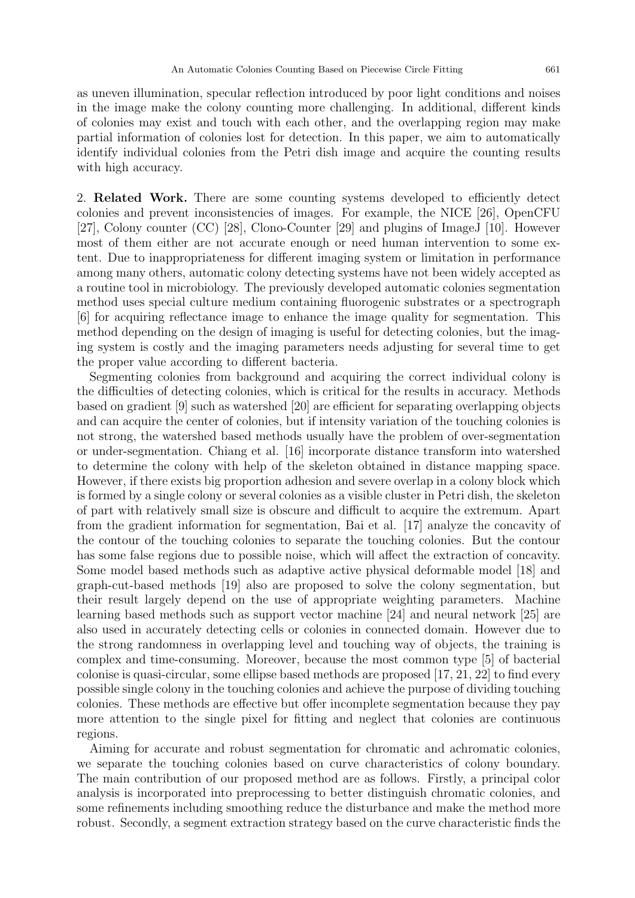as uneven illumination, specular reflection introduced by poor light conditions and noises in the image make the colony counting more challenging. In additional, different kinds of colonies may exist and touch with each other, and the overlapping region may make partial information of colonies lost for detection. In this paper, we aim to automatically identify individual colonies from the Petri dish image and acquire the counting results with high accuracy.

## 2. Related Work.

There are some counting systems developed to efficiently detect colonies and prevent inconsistencies of images. For example, the NICE [26], OpenCFU [27], Colony counter (CC) [28], Clono-Counter [29] and plugins of ImageJ [10]. However most of them either are not accurate enough or need human intervention to some extent. Due to inappropriateness for different imaging system or limitation in performance among many others, automatic colony detecting systems have not been widely accepted as a routine tool in microbiology. The previously developed automatic colonies segmentation method uses special culture medium containing fluorogenic substrates or a spectrograph [6] for acquiring reflectance image to enhance the image quality for segmentation. This method depending on the design of imaging is useful for detecting colonies, but the imaging system is costly and the imaging parameters needs adjusting for several time to get the proper value according to different bacteria.

Segmenting colonies from background and acquiring the correct individual colony is the difficulties of detecting colonies, which is critical for the results in accuracy. Methods based on gradient [9] such as watershed [20] are efficient for separating overlapping objects and can acquire the center of colonies, but if intensity variation of the touching colonies is not strong, the watershed based methods usually have the problem of over-segmentation or under-segmentation. Chiang et al. [16] incorporate distance transform into watershed to determine the colony with help of the skeleton obtained in distance mapping space. However, if there exists big proportion adhesion and severe overlap in a colony block which is formed by a single colony or several colonies as a visible cluster in Petri dish, the skeleton of part with relatively small size is obscure and difficult to acquire the extremum. Apart from the gradient information for segmentation, Bai et al. [17] analyze the concavity of the contour of the touching colonies to separate the touching colonies. But the contour has some false regions due to possible noise, which will affect the extraction of concavity. Some model based methods such as adaptive active physical deformable model [18] and graph-cut-based methods [19] also are proposed to solve the colony segmentation, but their result largely depend on the use of appropriate weighting parameters. Machine learning based methods such as support vector machine [24] and neural network [25] are also used in accurately detecting cells or colonies in connected domain. However due to the strong randomness in overlapping level and touching way of objects, the training is complex and time-consuming. Moreover, because the most common type [5] of bacterial colonise is quasi-circular, some ellipse based methods are proposed [17, 21, 22] to find every possible single colony in the touching colonies and achieve the purpose of dividing touching colonies. These methods are effective but offer incomplete segmentation because they pay more attention to the single pixel for fitting and neglect that colonies are continuous regions.

Aiming for accurate and robust segmentation for chromatic and achromatic colonies, we separate the touching colonies based on curve characteristics of colony boundary. The main contribution of our proposed method are as follows. Firstly, a principal color analysis is incorporated into preprocessing to better distinguish chromatic colonies, and some refinements including smoothing reduce the disturbance and make the method more robust. Secondly, a segment extraction strategy based on the curve characteristic finds the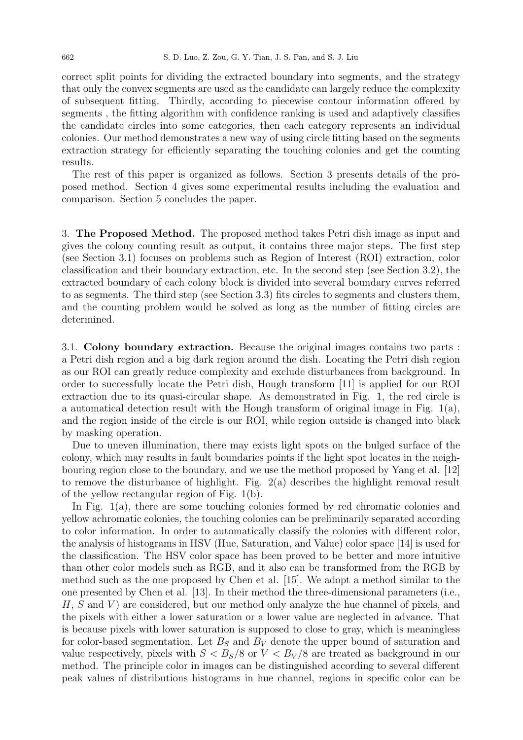correct split points for dividing the extracted boundary into segments, and the strategy that only the convex segments are used as the candidate can largely reduce the complexity of subsequent fitting. Thirdly, according to piecewise contour information offered by segments , the fitting algorithm with confidence ranking is used and adaptively classifies the candidate circles into some categories, then each category represents an individual colonies. Our method demonstrates a new way of using circle fitting based on the segments extraction strategy for efficiently separating the touching colonies and get the counting results.

The rest of this paper is organized as follows. Section 3 presents details of the proposed method. Section 4 gives some experimental results including the evaluation and comparison. Section 5 concludes the paper.

## 3. The Proposed Method.

The proposed method takes Petri dish image as input and gives the colony counting result as output, it contains three major steps. The first step (see Section 3.1) focuses on problems such as Region of Interest (ROI) extraction, color classification and their boundary extraction, etc. In the second step (see Section 3.2), the extracted boundary of each colony block is divided into several boundary curves referred to as segments. The third step (see Section 3.3) fits circles to segments and clusters them, and the counting problem would be solved as long as the number of fitting circles are determined.

### 3.1. Colony boundary extraction.

Because the original images contains two parts : a Petri dish region and a big dark region around the dish. Locating the Petri dish region as our ROI can greatly reduce complexity and exclude disturbances from background. In order to successfully locate the Petri dish, Hough transform [11] is applied for our ROI extraction due to its quasi-circular shape. As demonstrated in Fig. 1, the red circle is a automatical detection result with the Hough transform of original image in Fig. 1(a), and the region inside of the circle is our ROI, while region outside is changed into black by masking operation.

Due to uneven illumination, there may exists light spots on the bulged surface of the colony, which may results in fault boundaries points if the light spot locates in the neighbouring region close to the boundary, and we use the method proposed by Yang et al. [12] to remove the disturbance of highlight. Fig. 2(a) describes the highlight removal result of the yellow rectangular region of Fig. 1(b).

In Fig. 1(a), there are some touching colonies formed by red chromatic colonies and yellow achromatic colonies, the touching colonies can be preliminarily separated according to color information. In order to automatically classify the colonies with different color, the analysis of histograms in HSV (Hue, Saturation, and Value) color space [14] is used for the classification. The HSV color space has been proved to be better and more intuitive than other color models such as RGB, and it also can be transformed from the RGB by method such as the one proposed by Chen et al. [15]. We adopt a method similar to the one presented by Chen et al. [13]. In their method the three-dimensional parameters (i.e., $H$, $S$ and $V$) are considered, but our method only analyze the hue channel of pixels, and the pixels with either a lower saturation or a lower value are neglected in advance. That is because pixels with lower saturation is supposed to close to gray, which is meaningless for color-based segmentation. Let $B_S$ and $B_V$ denote the upper bound of saturation and value respectively, pixels with $S < B_S/8$ or $V < B_V/8$ are treated as background in our method. The principle color in images can be distinguished according to several different peak values of distributions histograms in hue channel, regions in specific color can be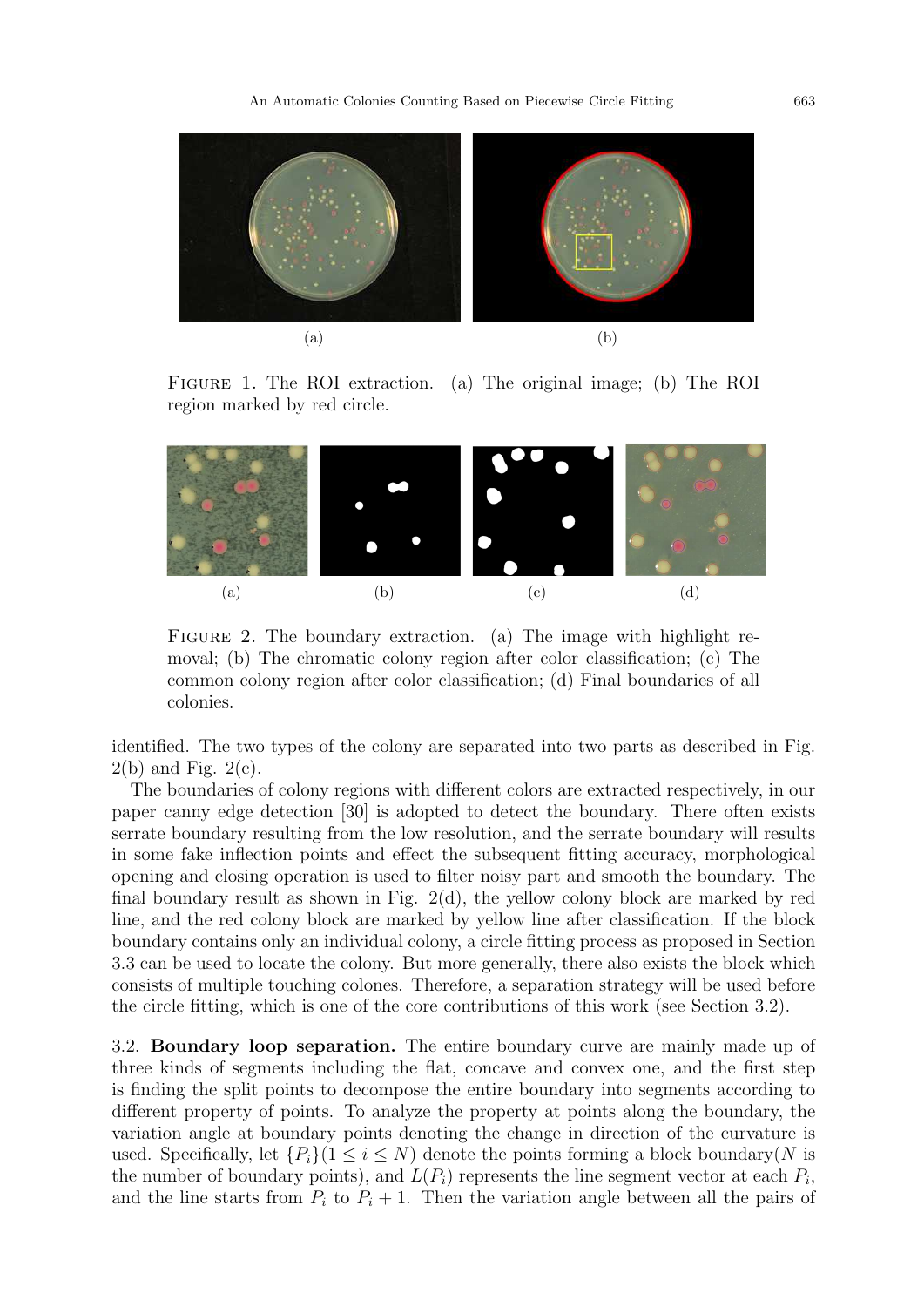(a)

(b)

Figure 1. The ROI extraction. (a) The original image; (b) The ROI region marked by red circle.

(a)

(b)

(c)

(d)

Figure 2. The boundary extraction. (a) The image with highlight removal; (b) The chromatic colony region after color classification; (c) The common colony region after color classification; (d) Final boundaries of all colonies.

identified. The two types of the colony are separated into two parts as described in Fig. 2(b) and Fig. 2(c).

The boundaries of colony regions with different colors are extracted respectively, in our paper canny edge detection [30] is adopted to detect the boundary. There often exists serrate boundary resulting from the low resolution, and the serrate boundary will results in some fake inflection points and effect the subsequent fitting accuracy, morphological opening and closing operation is used to filter noisy part and smooth the boundary. The final boundary result as shown in Fig. 2(d), the yellow colony block are marked by red line, and the red colony block are marked by yellow line after classification. If the block boundary contains only an individual colony, a circle fitting process as proposed in Section 3.3 can be used to locate the colony. But more generally, there also exists the block which consists of multiple touching colones. Therefore, a separation strategy will be used before the circle fitting, which is one of the core contributions of this work (see Section 3.2).

3.2. **Boundary loop separation.** The entire boundary curve are mainly made up of three kinds of segments including the flat, concave and convex one, and the first step is finding the split points to decompose the entire boundary into segments according to different property of points. To analyze the property at points along the boundary, the variation angle at boundary points denoting the change in direction of the curvature is used. Specifically, let $\{P_i\}(1 \leq i \leq N)$ denote the points forming a block boundary($N$ is the number of boundary points), and $L(P_i)$ represents the line segment vector at each $P_i$, and the line starts from $P_i$ to $P_i + 1$. Then the variation angle between all the pairs of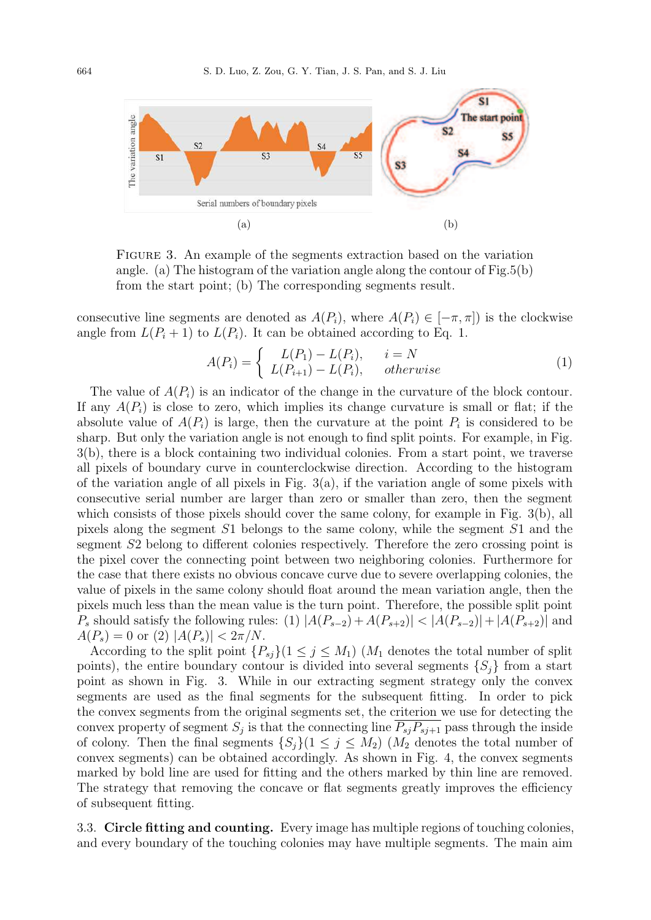FIGURE 3. An example of the segments extraction based on the variation angle. (a) The histogram of the variation angle along the contour of Fig.5(b) from the start point; (b) The corresponding segments result.

consecutive line segments are denoted as $A(P_i)$, where $A(P_i) \in [-\pi, \pi])$ is the clockwise angle from $L(P_i + 1)$ to $L(P_i)$. It can be obtained according to Eq. 1.

$$A(P_i) = \begin{cases} L(P_1) - L(P_i), & i = N \\ L(P_{i+1}) - L(P_i), & otherwise \end{cases} \tag{1}$$

The value of $A(P_i)$ is an indicator of the change in the curvature of the block contour. If any $A(P_i)$ is close to zero, which implies its change curvature is small or flat; if the absolute value of $A(P_i)$ is large, then the curvature at the point $P_i$ is considered to be sharp. But only the variation angle is not enough to find split points. For example, in Fig. 3(b), there is a block containing two individual colonies. From a start point, we traverse all pixels of boundary curve in counterclockwise direction. According to the histogram of the variation angle of all pixels in Fig. 3(a), if the variation angle of some pixels with consecutive serial number are larger than zero or smaller than zero, then the segment which consists of those pixels should cover the same colony, for example in Fig. 3(b), all pixels along the segment $S1$ belongs to the same colony, while the segment $S1$ and the segment $S2$ belong to different colonies respectively. Therefore the zero crossing point is the pixel cover the connecting point between two neighboring colonies. Furthermore for the case that there exists no obvious concave curve due to severe overlapping colonies, the value of pixels in the same colony should float around the mean variation angle, then the pixels much less than the mean value is the turn point. Therefore, the possible split point $P_s$ should satisfy the following rules: (1) $|A(P_{s-2}) + A(P_{s+2})| < |A(P_{s-2})| + |A(P_{s+2})|$ and $A(P_s) = 0$ or (2) $|A(P_s)| < 2\pi/N$.

According to the split point $\{P_{sj}\}(1 \le j \le M_1)$ ($M_1$ denotes the total number of split points), the entire boundary contour is divided into several segments $\{S_j\}$ from a start point as shown in Fig. 3. While in our extracting segment strategy only the convex segments are used as the final segments for the subsequent fitting. In order to pick the convex segments from the original segments set, the criterion we use for detecting the convex property of segment $S_j$ is that the connecting line $\overline{P_{sj}P_{sj+1}}$ pass through the inside of colony. Then the final segments $\{S_j\}(1 \le j \le M_2)$ ($M_2$ denotes the total number of convex segments) can be obtained accordingly. As shown in Fig. 4, the convex segments marked by bold line are used for fitting and the others marked by thin line are removed. The strategy that removing the concave or flat segments greatly improves the efficiency of subsequent fitting.

### 3.3. Circle fitting and counting.

Every image has multiple regions of touching colonies, and every boundary of the touching colonies may have multiple segments. The main aim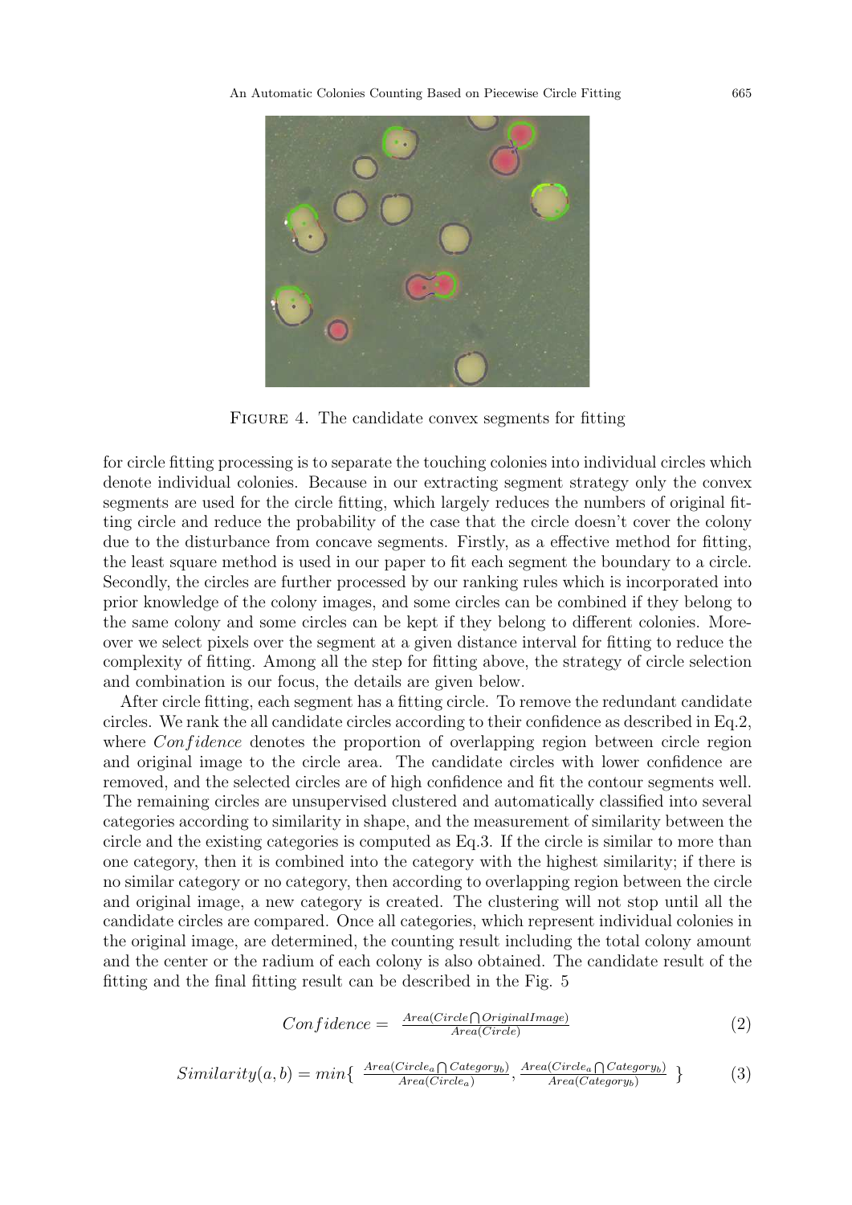FIGURE 4. The candidate convex segments for fitting

for circle fitting processing is to separate the touching colonies into individual circles which denote individual colonies. Because in our extracting segment strategy only the convex segments are used for the circle fitting, which largely reduces the numbers of original fitting circle and reduce the probability of the case that the circle doesn't cover the colony due to the disturbance from concave segments. Firstly, as a effective method for fitting, the least square method is used in our paper to fit each segment the boundary to a circle. Secondly, the circles are further processed by our ranking rules which is incorporated into prior knowledge of the colony images, and some circles can be combined if they belong to the same colony and some circles can be kept if they belong to different colonies. Moreover we select pixels over the segment at a given distance interval for fitting to reduce the complexity of fitting. Among all the step for fitting above, the strategy of circle selection and combination is our focus, the details are given below.

After circle fitting, each segment has a fitting circle. To remove the redundant candidate circles. We rank the all candidate circles according to their confidence as described in Eq.2, where $Confidence$ denotes the proportion of overlapping region between circle region and original image to the circle area. The candidate circles with lower confidence are removed, and the selected circles are of high confidence and fit the contour segments well. The remaining circles are unsupervised clustered and automatically classified into several categories according to similarity in shape, and the measurement of similarity between the circle and the existing categories is computed as Eq.3. If the circle is similar to more than one category, then it is combined into the category with the highest similarity; if there is no similar category or no category, then according to overlapping region between the circle and original image, a new category is created. The clustering will not stop until all the candidate circles are compared. Once all categories, which represent individual colonies in the original image, are determined, the counting result including the total colony amount and the center or the radium of each colony is also obtained. The candidate result of the fitting and the final fitting result can be described in the Fig. 5

$$Confidence = \frac{Area(Circle \bigcap OriginalImage)}{Area(Circle)} \tag{2}$$

$$Similarity(a, b) = min\left\{ \frac{Area(Circle_a \bigcap Category_b)}{Area(Circle_a)}, \frac{Area(Circle_a \bigcap Category_b)}{Area(Category_b)} \right\} \tag{3}$$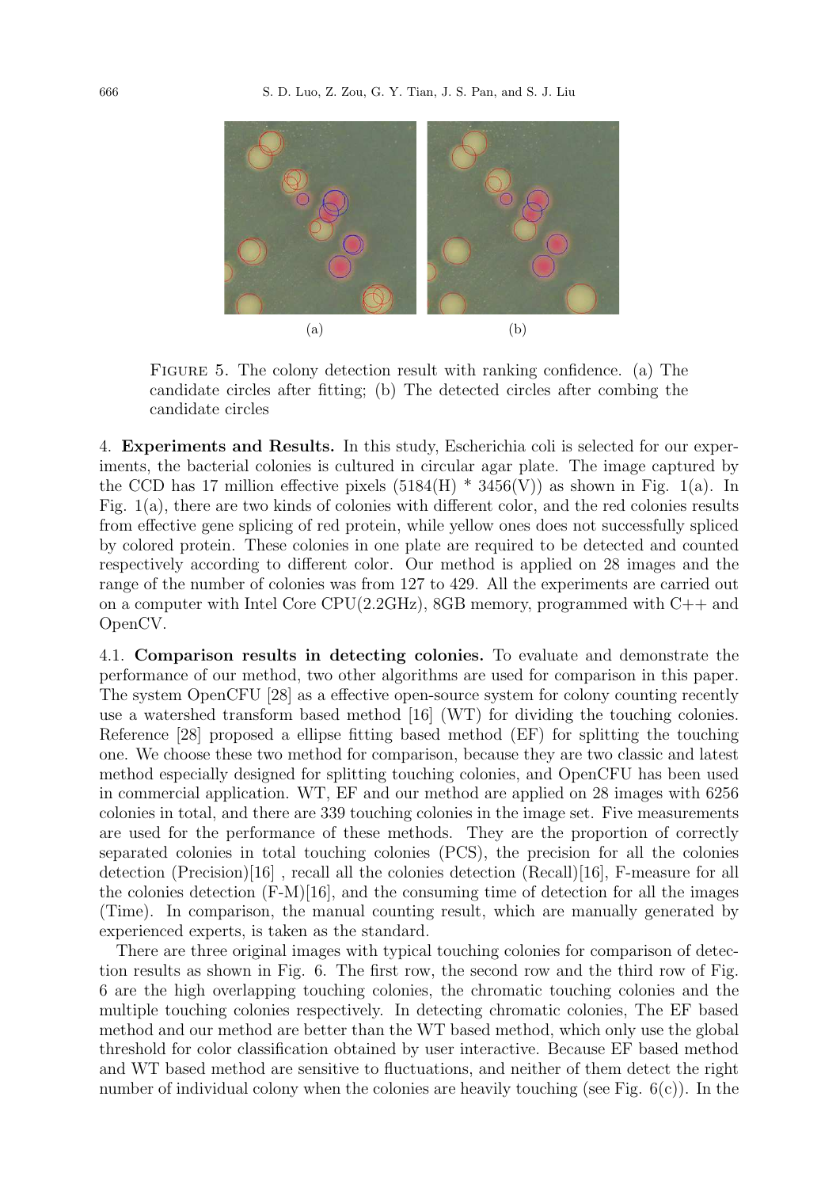(a) (b)

FIGURE 5. The colony detection result with ranking confidence. (a) The candidate circles after fitting; (b) The detected circles after combing the candidate circles

**4. Experiments and Results.** In this study, Escherichia coli is selected for our experiments, the bacterial colonies is cultured in circular agar plate. The image captured by the CCD has 17 million effective pixels (5184(H) * 3456(V)) as shown in Fig. 1(a). In Fig. 1(a), there are two kinds of colonies with different color, and the red colonies results from effective gene splicing of red protein, while yellow ones does not successfully spliced by colored protein. These colonies in one plate are required to be detected and counted respectively according to different color. Our method is applied on 28 images and the range of the number of colonies was from 127 to 429. All the experiments are carried out on a computer with Intel Core CPU(2.2GHz), 8GB memory, programmed with C++ and OpenCV.

**4.1. Comparison results in detecting colonies.** To evaluate and demonstrate the performance of our method, two other algorithms are used for comparison in this paper. The system OpenCFU [28] as a effective open-source system for colony counting recently use a watershed transform based method [16] (WT) for dividing the touching colonies. Reference [28] proposed a ellipse fitting based method (EF) for splitting the touching one. We choose these two method for comparison, because they are two classic and latest method especially designed for splitting touching colonies, and OpenCFU has been used in commercial application. WT, EF and our method are applied on 28 images with 6256 colonies in total, and there are 339 touching colonies in the image set. Five measurements are used for the performance of these methods. They are the proportion of correctly separated colonies in total touching colonies (PCS), the precision for all the colonies detection (Precision)[16] , recall all the colonies detection (Recall)[16], F-measure for all the colonies detection (F-M)[16], and the consuming time of detection for all the images (Time). In comparison, the manual counting result, which are manually generated by experienced experts, is taken as the standard.

There are three original images with typical touching colonies for comparison of detection results as shown in Fig. 6. The first row, the second row and the third row of Fig. 6 are the high overlapping touching colonies, the chromatic touching colonies and the multiple touching colonies respectively. In detecting chromatic colonies, The EF based method and our method are better than the WT based method, which only use the global threshold for color classification obtained by user interactive. Because EF based method and WT based method are sensitive to fluctuations, and neither of them detect the right number of individual colony when the colonies are heavily touching (see Fig. 6(c)). In the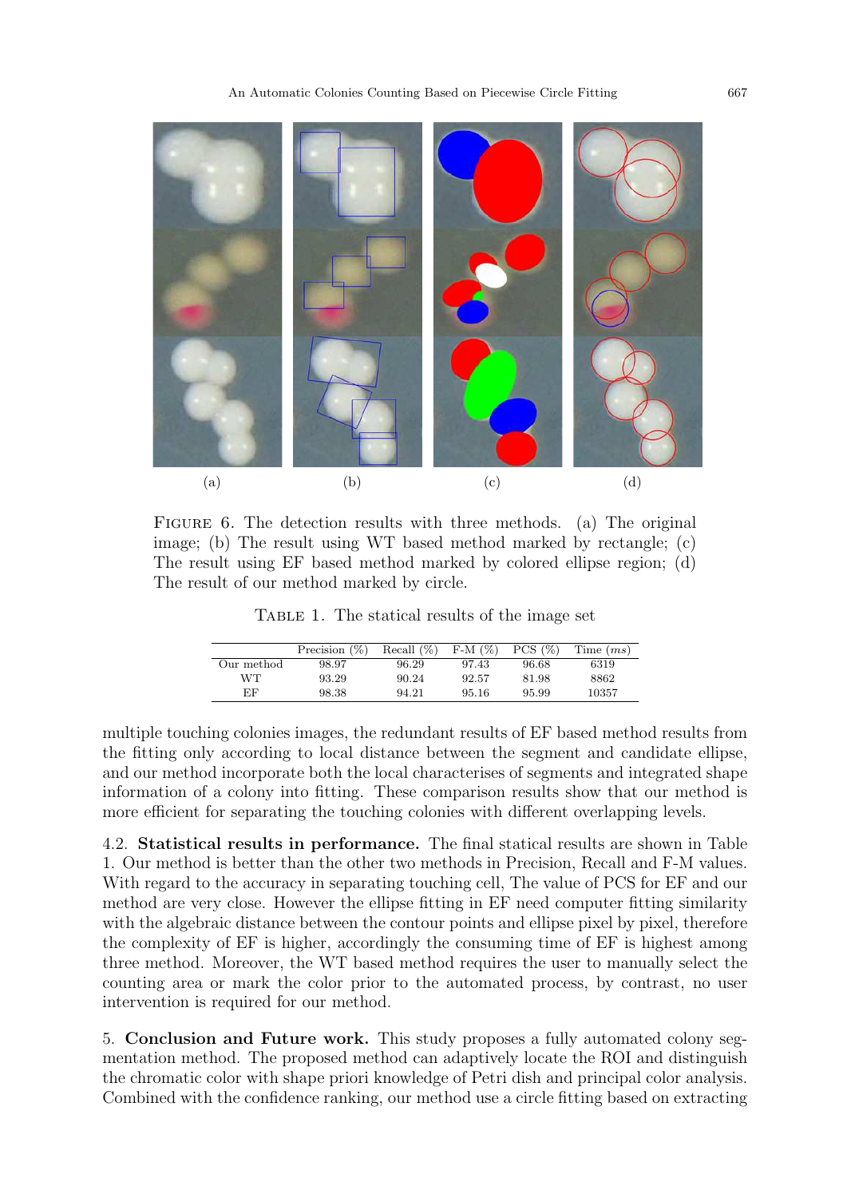FIGURE 6. The detection results with three methods. (a) The original image; (b) The result using WT based method marked by rectangle; (c) The result using EF based method marked by colored ellipse region; (d) The result of our method marked by circle.

TABLE 1. The statical results of the image set

| | Precision (%) | Recall (%) | F-M (%) | PCS (%) | Time ($ms$) |
|---|---|---|---|---|---|
| Our method | 98.97 | 96.29 | 97.43 | 96.68 | 6319 |
| WT | 93.29 | 90.24 | 92.57 | 81.98 | 8862 |
| EF | 98.38 | 94.21 | 95.16 | 95.99 | 10357 |

multiple touching colonies images, the redundant results of EF based method results from the fitting only according to local distance between the segment and candidate ellipse, and our method incorporate both the local characterises of segments and integrated shape information of a colony into fitting. These comparison results show that our method is more efficient for separating the touching colonies with different overlapping levels.

4.2. **Statistical results in performance.** The final statical results are shown in Table 1. Our method is better than the other two methods in Precision, Recall and F-M values. With regard to the accuracy in separating touching cell, The value of PCS for EF and our method are very close. However the ellipse fitting in EF need computer fitting similarity with the algebraic distance between the contour points and ellipse pixel by pixel, therefore the complexity of EF is higher, accordingly the consuming time of EF is highest among three method. Moreover, the WT based method requires the user to manually select the counting area or mark the color prior to the automated process, by contrast, no user intervention is required for our method.

5. **Conclusion and Future work.** This study proposes a fully automated colony segmentation method. The proposed method can adaptively locate the ROI and distinguish the chromatic color with shape priori knowledge of Petri dish and principal color analysis. Combined with the confidence ranking, our method use a circle fitting based on extracting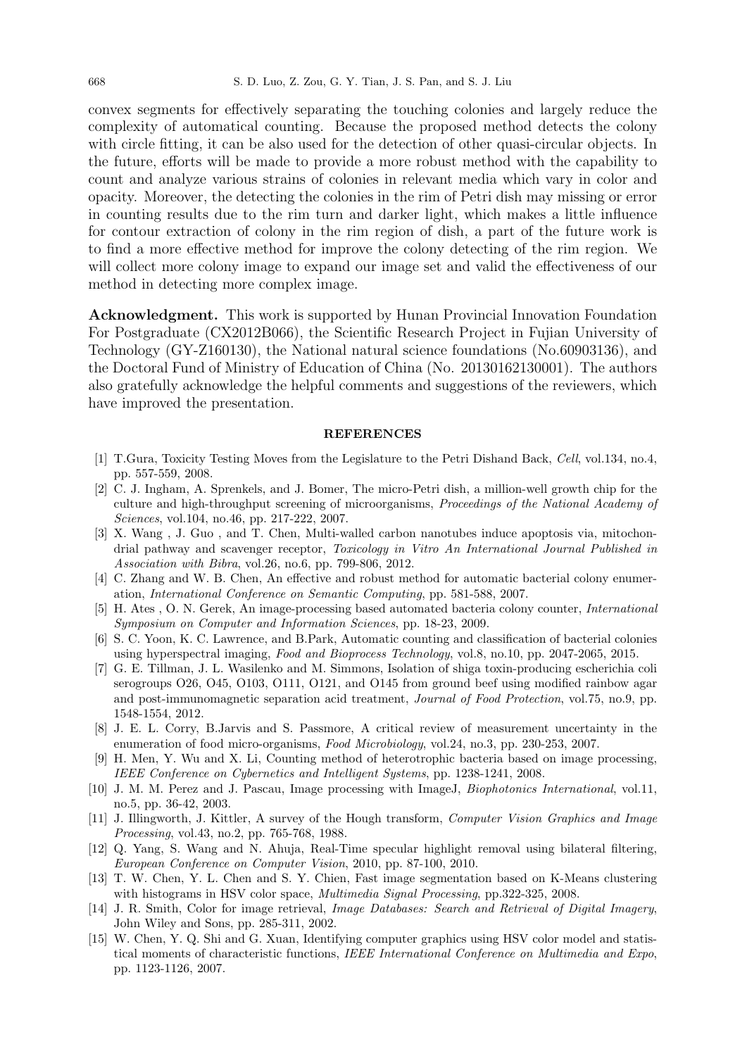convex segments for effectively separating the touching colonies and largely reduce the complexity of automatical counting. Because the proposed method detects the colony with circle fitting, it can be also used for the detection of other quasi-circular objects. In the future, efforts will be made to provide a more robust method with the capability to count and analyze various strains of colonies in relevant media which vary in color and opacity. Moreover, the detecting the colonies in the rim of Petri dish may missing or error in counting results due to the rim turn and darker light, which makes a little influence for contour extraction of colony in the rim region of dish, a part of the future work is to find a more effective method for improve the colony detecting of the rim region. We will collect more colony image to expand our image set and valid the effectiveness of our method in detecting more complex image.

**Acknowledgment.** This work is supported by Hunan Provincial Innovation Foundation For Postgraduate (CX2012B066), the Scientific Research Project in Fujian University of Technology (GY-Z160130), the National natural science foundations (No.60903136), and the Doctoral Fund of Ministry of Education of China (No. 20130162130001). The authors also gratefully acknowledge the helpful comments and suggestions of the reviewers, which have improved the presentation.

## REFERENCES

[1] T.Gura, Toxicity Testing Moves from the Legislature to the Petri Dishand Back, *Cell*, vol.134, no.4, pp. 557-559, 2008.

[2] C. J. Ingham, A. Sprenkels, and J. Bomer, The micro-Petri dish, a million-well growth chip for the culture and high-throughput screening of microorganisms, *Proceedings of the National Academy of Sciences*, vol.104, no.46, pp. 217-222, 2007.

[3] X. Wang , J. Guo , and T. Chen, Multi-walled carbon nanotubes induce apoptosis via, mitochondrial pathway and scavenger receptor, *Toxicology in Vitro An International Journal Published in Association with Bibra*, vol.26, no.6, pp. 799-806, 2012.

[4] C. Zhang and W. B. Chen, An effective and robust method for automatic bacterial colony enumeration, *International Conference on Semantic Computing*, pp. 581-588, 2007.

[5] H. Ates , O. N. Gerek, An image-processing based automated bacteria colony counter, *International Symposium on Computer and Information Sciences*, pp. 18-23, 2009.

[6] S. C. Yoon, K. C. Lawrence, and B.Park, Automatic counting and classification of bacterial colonies using hyperspectral imaging, *Food and Bioprocess Technology*, vol.8, no.10, pp. 2047-2065, 2015.

[7] G. E. Tillman, J. L. Wasilenko and M. Simmons, Isolation of shiga toxin-producing escherichia coli serogroups O26, O45, O103, O111, O121, and O145 from ground beef using modified rainbow agar and post-immunomagnetic separation acid treatment, *Journal of Food Protection*, vol.75, no.9, pp. 1548-1554, 2012.

[8] J. E. L. Corry, B.Jarvis and S. Passmore, A critical review of measurement uncertainty in the enumeration of food micro-organisms, *Food Microbiology*, vol.24, no.3, pp. 230-253, 2007.

[9] H. Men, Y. Wu and X. Li, Counting method of heterotrophic bacteria based on image processing, *IEEE Conference on Cybernetics and Intelligent Systems*, pp. 1238-1241, 2008.

[10] J. M. M. Perez and J. Pascau, Image processing with ImageJ, *Biophotonics International*, vol.11, no.5, pp. 36-42, 2003.

[11] J. Illingworth, J. Kittler, A survey of the Hough transform, *Computer Vision Graphics and Image Processing*, vol.43, no.2, pp. 765-768, 1988.

[12] Q. Yang, S. Wang and N. Ahuja, Real-Time specular highlight removal using bilateral filtering, *European Conference on Computer Vision*, 2010, pp. 87-100, 2010.

[13] T. W. Chen, Y. L. Chen and S. Y. Chien, Fast image segmentation based on K-Means clustering with histograms in HSV color space, *Multimedia Signal Processing*, pp.322-325, 2008.

[14] J. R. Smith, Color for image retrieval, *Image Databases: Search and Retrieval of Digital Imagery*, John Wiley and Sons, pp. 285-311, 2002.

[15] W. Chen, Y. Q. Shi and G. Xuan, Identifying computer graphics using HSV color model and statistical moments of characteristic functions, *IEEE International Conference on Multimedia and Expo*, pp. 1123-1126, 2007.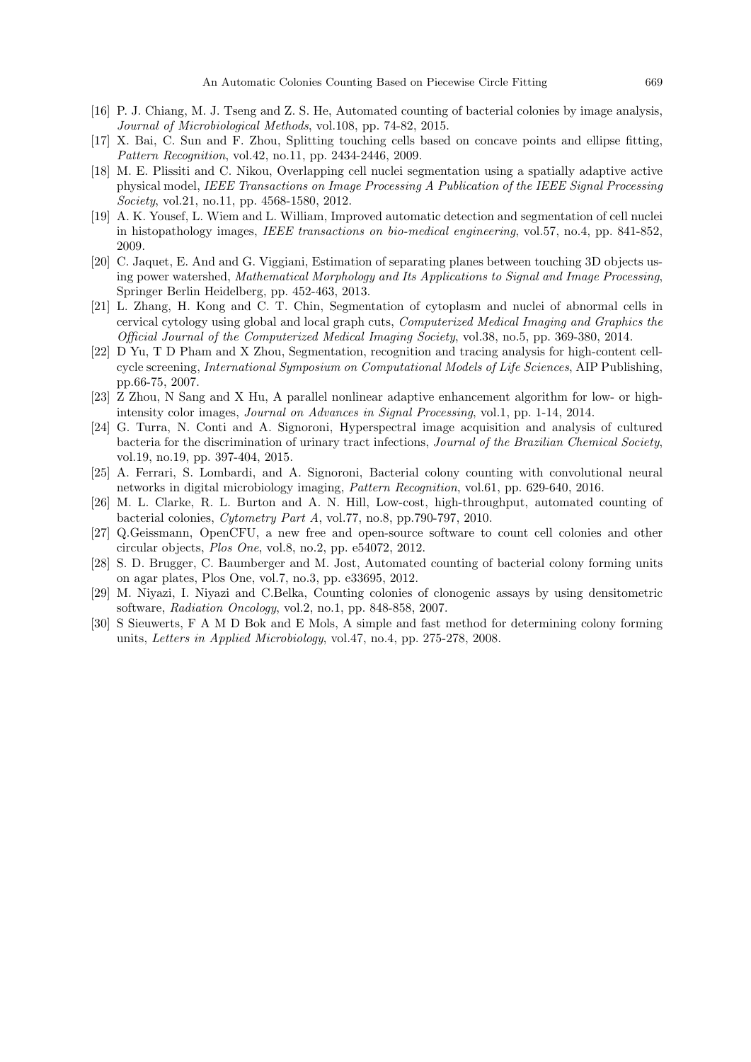[16] P. J. Chiang, M. J. Tseng and Z. S. He, Automated counting of bacterial colonies by image analysis, *Journal of Microbiological Methods*, vol.108, pp. 74-82, 2015.

[17] X. Bai, C. Sun and F. Zhou, Splitting touching cells based on concave points and ellipse fitting, *Pattern Recognition*, vol.42, no.11, pp. 2434-2446, 2009.

[18] M. E. Plissiti and C. Nikou, Overlapping cell nuclei segmentation using a spatially adaptive active physical model, *IEEE Transactions on Image Processing A Publication of the IEEE Signal Processing Society*, vol.21, no.11, pp. 4568-1580, 2012.

[19] A. K. Yousef, L. Wiem and L. William, Improved automatic detection and segmentation of cell nuclei in histopathology images, *IEEE transactions on bio-medical engineering*, vol.57, no.4, pp. 841-852, 2009.

[20] C. Jaquet, E. And and G. Viggiani, Estimation of separating planes between touching 3D objects using power watershed, *Mathematical Morphology and Its Applications to Signal and Image Processing*, Springer Berlin Heidelberg, pp. 452-463, 2013.

[21] L. Zhang, H. Kong and C. T. Chin, Segmentation of cytoplasm and nuclei of abnormal cells in cervical cytology using global and local graph cuts, *Computerized Medical Imaging and Graphics the Official Journal of the Computerized Medical Imaging Society*, vol.38, no.5, pp. 369-380, 2014.

[22] D Yu, T D Pham and X Zhou, Segmentation, recognition and tracing analysis for high-content cell-cycle screening, *International Symposium on Computational Models of Life Sciences*, AIP Publishing, pp.66-75, 2007.

[23] Z Zhou, N Sang and X Hu, A parallel nonlinear adaptive enhancement algorithm for low- or high-intensity color images, *Journal on Advances in Signal Processing*, vol.1, pp. 1-14, 2014.

[24] G. Turra, N. Conti and A. Signoroni, Hyperspectral image acquisition and analysis of cultured bacteria for the discrimination of urinary tract infections, *Journal of the Brazilian Chemical Society*, vol.19, no.19, pp. 397-404, 2015.

[25] A. Ferrari, S. Lombardi, and A. Signoroni, Bacterial colony counting with convolutional neural networks in digital microbiology imaging, *Pattern Recognition*, vol.61, pp. 629-640, 2016.

[26] M. L. Clarke, R. L. Burton and A. N. Hill, Low-cost, high-throughput, automated counting of bacterial colonies, *Cytometry Part A*, vol.77, no.8, pp.790-797, 2010.

[27] Q.Geissmann, OpenCFU, a new free and open-source software to count cell colonies and other circular objects, *Plos One*, vol.8, no.2, pp. e54072, 2012.

[28] S. D. Brugger, C. Baumberger and M. Jost, Automated counting of bacterial colony forming units on agar plates, Plos One, vol.7, no.3, pp. e33695, 2012.

[29] M. Niyazi, I. Niyazi and C.Belka, Counting colonies of clonogenic assays by using densitometric software, *Radiation Oncology*, vol.2, no.1, pp. 848-858, 2007.

[30] S Sieuwerts, F A M D Bok and E Mols, A simple and fast method for determining colony forming units, *Letters in Applied Microbiology*, vol.47, no.4, pp. 275-278, 2008.